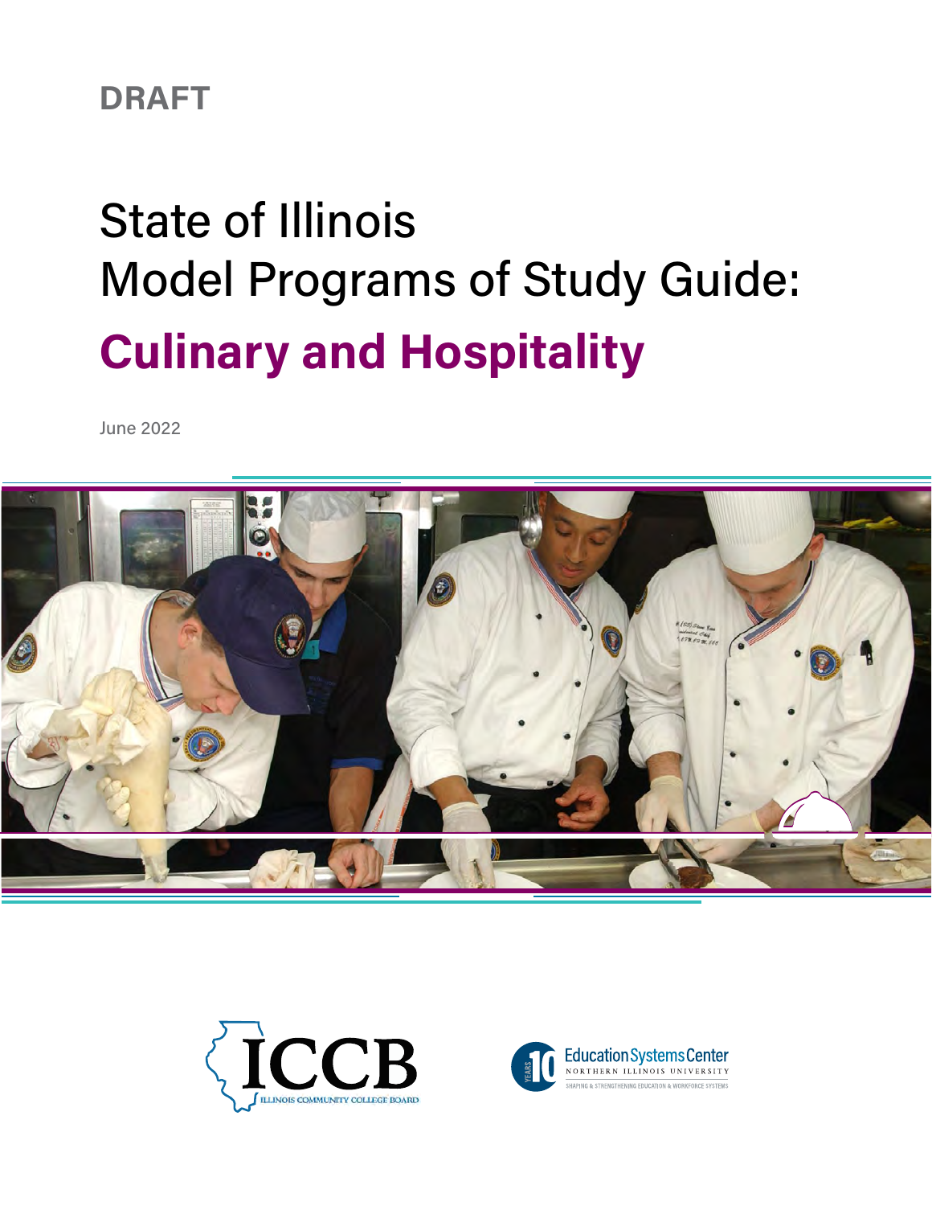DRAFT

# State of Illinois Model Programs of Study Guide: Culinary and Hospitality

June 2022

ICCB
ILLINOIS COMMUNITY COLLEGE BOARD

Education Systems Center
NORTHERN ILLINOIS UNIVERSITY
SHAPING & STRENGTHENING EDUCATION & WORKFORCE SYSTEMS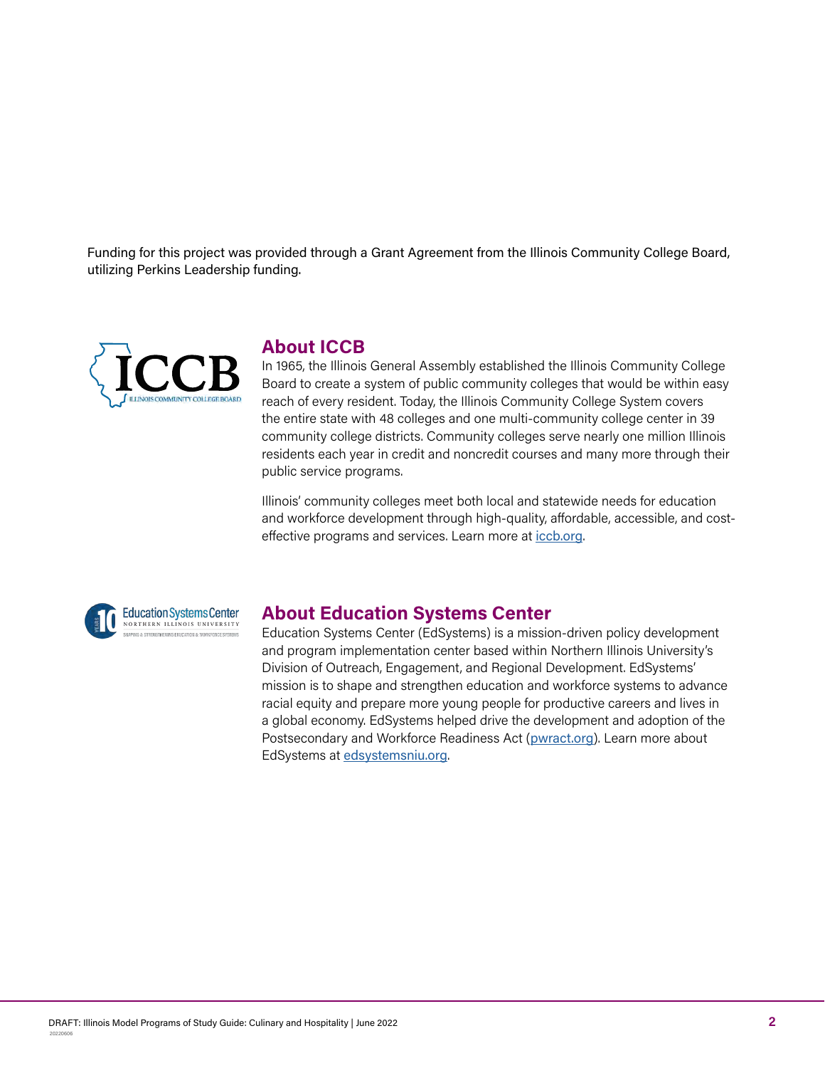Funding for this project was provided through a Grant Agreement from the Illinois Community College Board, utilizing Perkins Leadership funding.

## About ICCB

In 1965, the Illinois General Assembly established the Illinois Community College Board to create a system of public community colleges that would be within easy reach of every resident. Today, the Illinois Community College System covers the entire state with 48 colleges and one multi-community college center in 39 community college districts. Community colleges serve nearly one million Illinois residents each year in credit and noncredit courses and many more through their public service programs.

Illinois' community colleges meet both local and statewide needs for education and workforce development through high-quality, affordable, accessible, and cost-effective programs and services. Learn more at [iccb.org](iccb.org).

## About Education Systems Center

Education Systems Center (EdSystems) is a mission-driven policy development and program implementation center based within Northern Illinois University's Division of Outreach, Engagement, and Regional Development. EdSystems' mission is to shape and strengthen education and workforce systems to advance racial equity and prepare more young people for productive careers and lives in a global economy. EdSystems helped drive the development and adoption of the Postsecondary and Workforce Readiness Act ([pwract.org](pwract.org)). Learn more about EdSystems at [edsystemsniu.org](edsystemsniu.org).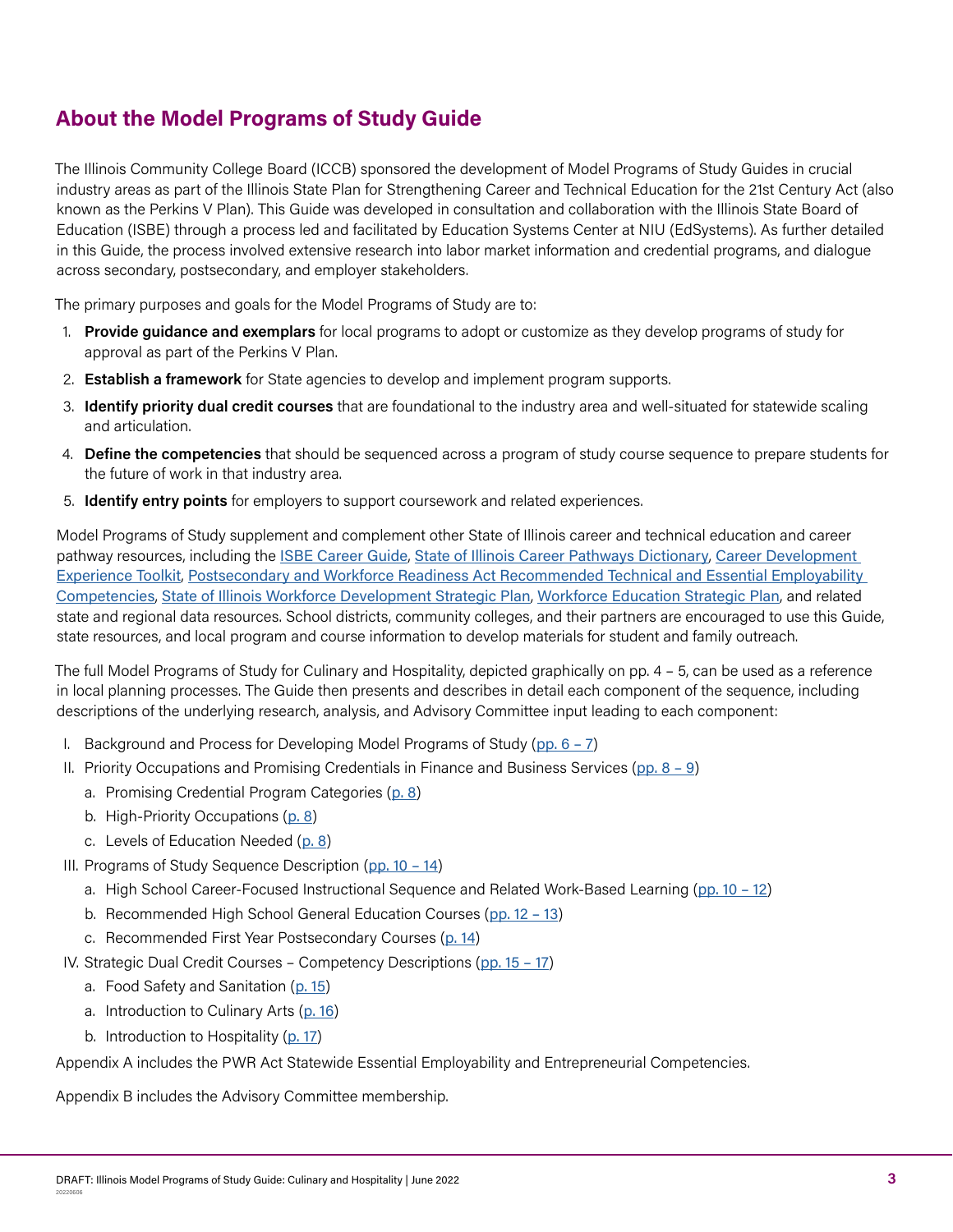## About the Model Programs of Study Guide

The Illinois Community College Board (ICCB) sponsored the development of Model Programs of Study Guides in crucial industry areas as part of the Illinois State Plan for Strengthening Career and Technical Education for the 21st Century Act (also known as the Perkins V Plan). This Guide was developed in consultation and collaboration with the Illinois State Board of Education (ISBE) through a process led and facilitated by Education Systems Center at NIU (EdSystems). As further detailed in this Guide, the process involved extensive research into labor market information and credential programs, and dialogue across secondary, postsecondary, and employer stakeholders.

The primary purposes and goals for the Model Programs of Study are to:

1. **Provide guidance and exemplars** for local programs to adopt or customize as they develop programs of study for approval as part of the Perkins V Plan.
2. **Establish a framework** for State agencies to develop and implement program supports.
3. **Identify priority dual credit courses** that are foundational to the industry area and well-situated for statewide scaling and articulation.
4. **Define the competencies** that should be sequenced across a program of study course sequence to prepare students for the future of work in that industry area.
5. **Identify entry points** for employers to support coursework and related experiences.

Model Programs of Study supplement and complement other State of Illinois career and technical education and career pathway resources, including the ISBE Career Guide, State of Illinois Career Pathways Dictionary, Career Development Experience Toolkit, Postsecondary and Workforce Readiness Act Recommended Technical and Essential Employability Competencies, State of Illinois Workforce Development Strategic Plan, Workforce Education Strategic Plan, and related state and regional data resources. School districts, community colleges, and their partners are encouraged to use this Guide, state resources, and local program and course information to develop materials for student and family outreach.

The full Model Programs of Study for Culinary and Hospitality, depicted graphically on pp. 4 – 5, can be used as a reference in local planning processes. The Guide then presents and describes in detail each component of the sequence, including descriptions of the underlying research, analysis, and Advisory Committee input leading to each component:

- I. Background and Process for Developing Model Programs of Study (pp. 6 – 7)
- II. Priority Occupations and Promising Credentials in Finance and Business Services (pp. 8 – 9)
  - a. Promising Credential Program Categories (p. 8)
  - b. High-Priority Occupations (p. 8)
  - c. Levels of Education Needed (p. 8)
- III. Programs of Study Sequence Description (pp. 10 – 14)
  - a. High School Career-Focused Instructional Sequence and Related Work-Based Learning (pp. 10 – 12)
  - b. Recommended High School General Education Courses (pp. 12 – 13)
  - c. Recommended First Year Postsecondary Courses (p. 14)
- IV. Strategic Dual Credit Courses – Competency Descriptions (pp. 15 – 17)
  - a. Food Safety and Sanitation (p. 15)
  - a. Introduction to Culinary Arts (p. 16)
  - b. Introduction to Hospitality (p. 17)

Appendix A includes the PWR Act Statewide Essential Employability and Entrepreneurial Competencies.

Appendix B includes the Advisory Committee membership.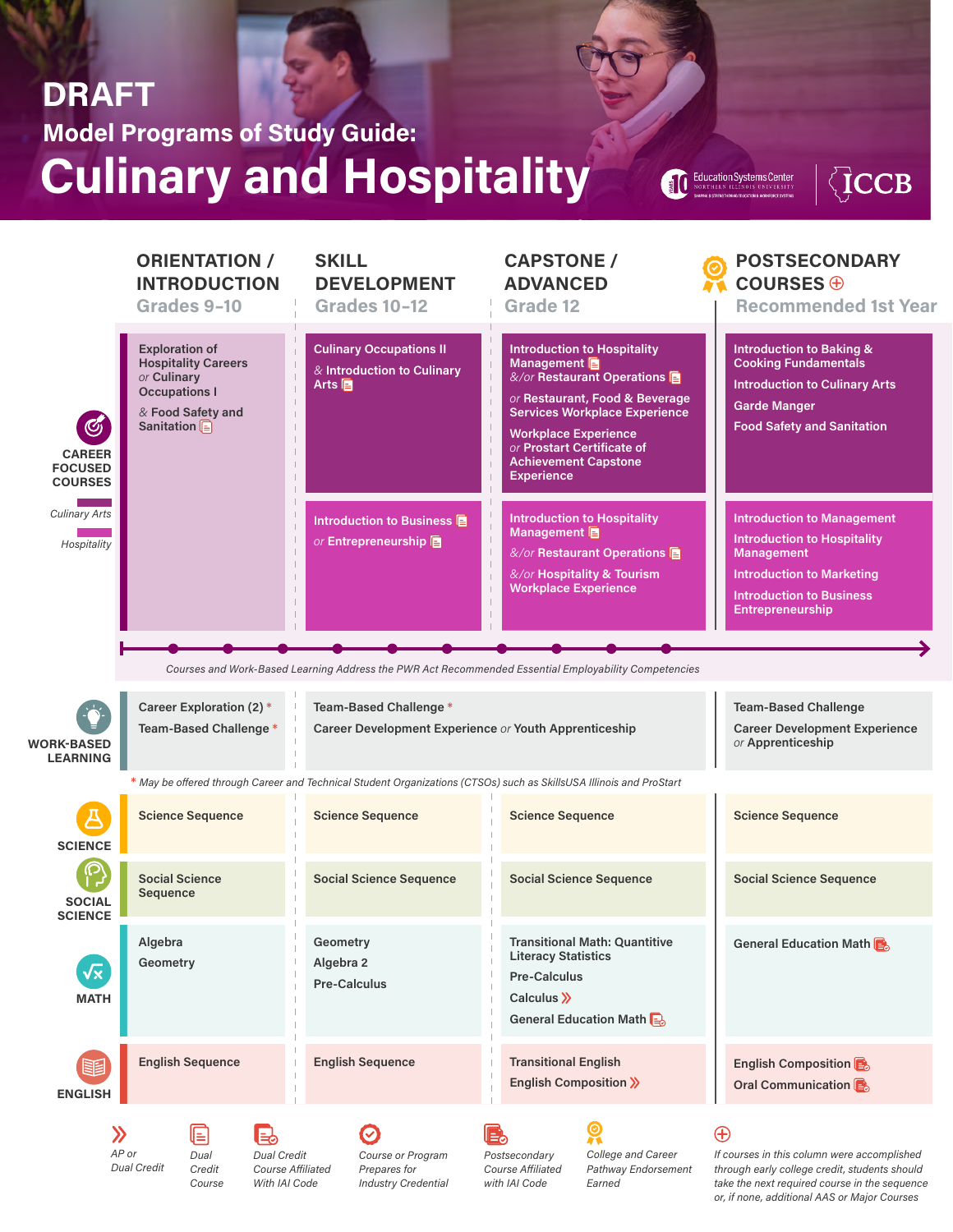# DRAFT

## Model Programs of Study Guide:

# Culinary and Hospitality

Education Systems Center, Northern Illinois University | ICCB

| | ORIENTATION / INTRODUCTION Grades 9–10 | SKILL DEVELOPMENT Grades 10–12 | CAPSTONE / ADVANCED Grade 12 | POSTSECONDARY COURSES ⊕ Recommended 1st Year |
|---|---|---|---|---|
| **CAREER FOCUSED COURSES** — Culinary Arts | Exploration of Hospitality Careers *or* Culinary Occupations I *&* Food Safety and Sanitation (Dual Credit Course) | Culinary Occupations II *&* Introduction to Culinary Arts (Dual Credit Course) | Introduction to Hospitality Management (Dual Credit Course) *&/or* Restaurant Operations (Dual Credit Course) *or* Restaurant, Food & Beverage Services Workplace Experience; Workplace Experience *or* Prostart Certificate of Achievement Capstone Experience | Introduction to Baking & Cooking Fundamentals; Introduction to Culinary Arts; Garde Manger; Food Safety and Sanitation |
| **CAREER FOCUSED COURSES** — Hospitality | | Introduction to Business (Dual Credit Course) *or* Entrepreneurship (Dual Credit Course) | Introduction to Hospitality Management (Dual Credit Course) *&/or* Restaurant Operations (Dual Credit Course) *&/or* Hospitality & Tourism Workplace Experience | Introduction to Management; Introduction to Hospitality Management; Introduction to Marketing; Introduction to Business Entrepreneurship |

*Courses and Work-Based Learning Address the PWR Act Recommended Essential Employability Competencies*

| | ORIENTATION / INTRODUCTION | SKILL DEVELOPMENT | CAPSTONE / ADVANCED | POSTSECONDARY COURSES |
|---|---|---|---|---|
| **WORK-BASED LEARNING** | Career Exploration (2) *; Team-Based Challenge * | Team-Based Challenge *; Career Development Experience *or* Youth Apprenticeship | | Team-Based Challenge; Career Development Experience *or* Apprenticeship |

*\* May be offered through Career and Technical Student Organizations (CTSOs) such as SkillsUSA Illinois and ProStart*

| | ORIENTATION / INTRODUCTION | SKILL DEVELOPMENT | CAPSTONE / ADVANCED | POSTSECONDARY COURSES |
|---|---|---|---|---|
| **SCIENCE** | Science Sequence | Science Sequence | Science Sequence | Science Sequence |
| **SOCIAL SCIENCE** | Social Science Sequence | Social Science Sequence | Social Science Sequence | Social Science Sequence |
| **MATH** | Algebra; Geometry | Geometry; Algebra 2; Pre-Calculus | Transitional Math: Quantitive Literacy Statistics; Pre-Calculus; Calculus (AP or Dual Credit); General Education Math (Dual Credit Course Affiliated With IAI Code) | General Education Math (Postsecondary Course Affiliated with IAI Code) |
| **ENGLISH** | English Sequence | English Sequence | Transitional English; English Composition (AP or Dual Credit) | English Composition (Postsecondary Course Affiliated with IAI Code); Oral Communication (Postsecondary Course Affiliated with IAI Code) |

**Legend:**
- AP or Dual Credit
- Dual Credit Course
- Dual Credit Course Affiliated With IAI Code
- Course or Program Prepares for Industry Credential
- Postsecondary Course Affiliated with IAI Code
- College and Career Pathway Endorsement Earned
- ⊕ If courses in this column were accomplished through early college credit, students should take the next required course in the sequence or, if none, additional AAS or Major Courses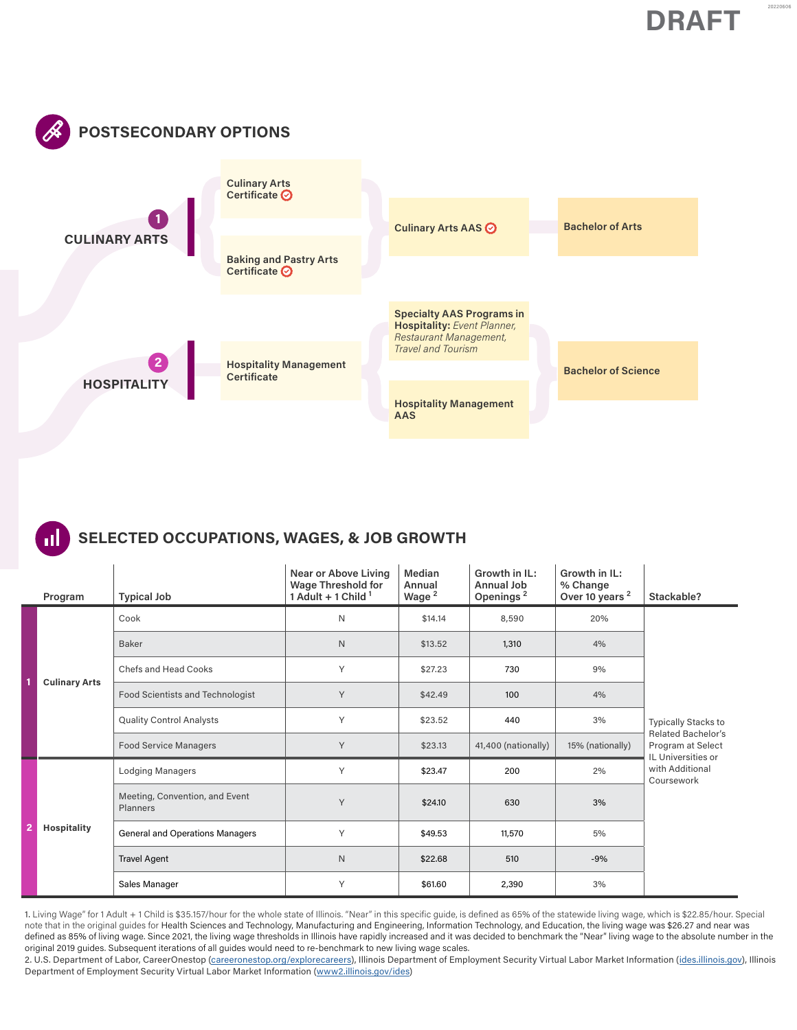DRAFT

## POSTSECONDARY OPTIONS

### 1 CULINARY ARTS

- **Culinary Arts Certificate**
- **Baking and Pastry Arts Certificate**
- **Culinary Arts AAS**
- **Bachelor of Arts**

### 2 HOSPITALITY

- **Hospitality Management Certificate**
- **Specialty AAS Programs in Hospitality:** *Event Planner, Restaurant Management, Travel and Tourism*
- **Hospitality Management AAS**
- **Bachelor of Science**

## SELECTED OCCUPATIONS, WAGES, & JOB GROWTH

| | Program | Typical Job | Near or Above Living Wage Threshold for 1 Adult + 1 Child [1] | Median Annual Wage [2] | Growth in IL: Annual Job Openings [2] | Growth in IL: % Change Over 10 years [2] | Stackable? |
|---|---|---|---|---|---|---|---|
| 1 | Culinary Arts | Cook | N | $14.14 | 8,590 | 20% | Typically Stacks to Related Bachelor's Program at Select IL Universities or with Additional Coursework |
| | | Baker | N | $13.52 | 1,310 | 4% | |
| | | Chefs and Head Cooks | Y | $27.23 | 730 | 9% | |
| | | Food Scientists and Technologist | Y | $42.49 | 100 | 4% | |
| | | Quality Control Analysts | Y | $23.52 | 440 | 3% | |
| | | Food Service Managers | Y | $23.13 | 41,400 (nationally) | 15% (nationally) | |
| 2 | Hospitality | Lodging Managers | Y | $23.47 | 200 | 2% | |
| | | Meeting, Convention, and Event Planners | Y | $24.10 | 630 | 3% | |
| | | General and Operations Managers | Y | $49.53 | 11,570 | 5% | |
| | | Travel Agent | N | $22.68 | 510 | -9% | |
| | | Sales Manager | Y | $61.60 | 2,390 | 3% | |

1. Living Wage" for 1 Adult + 1 Child is $35.157/hour for the whole state of Illinois. "Near" in this specific guide, is defined as 65% of the statewide living wage, which is $22.85/hour. Special note that in the original guides for Health Sciences and Technology, Manufacturing and Engineering, Information Technology, and Education, the living wage was $26.27 and near was defined as 85% of living wage. Since 2021, the living wage thresholds in Illinois have rapidly increased and it was decided to benchmark the "Near" living wage to the absolute number in the original 2019 guides. Subsequent iterations of all guides would need to re-benchmark to new living wage scales.

2. U.S. Department of Labor, CareerOnestop (careeronestop.org/explorecareers), Illinois Department of Employment Security Virtual Labor Market Information (ides.illinois.gov), Illinois Department of Employment Security Virtual Labor Market Information (www2.illinois.gov/ides)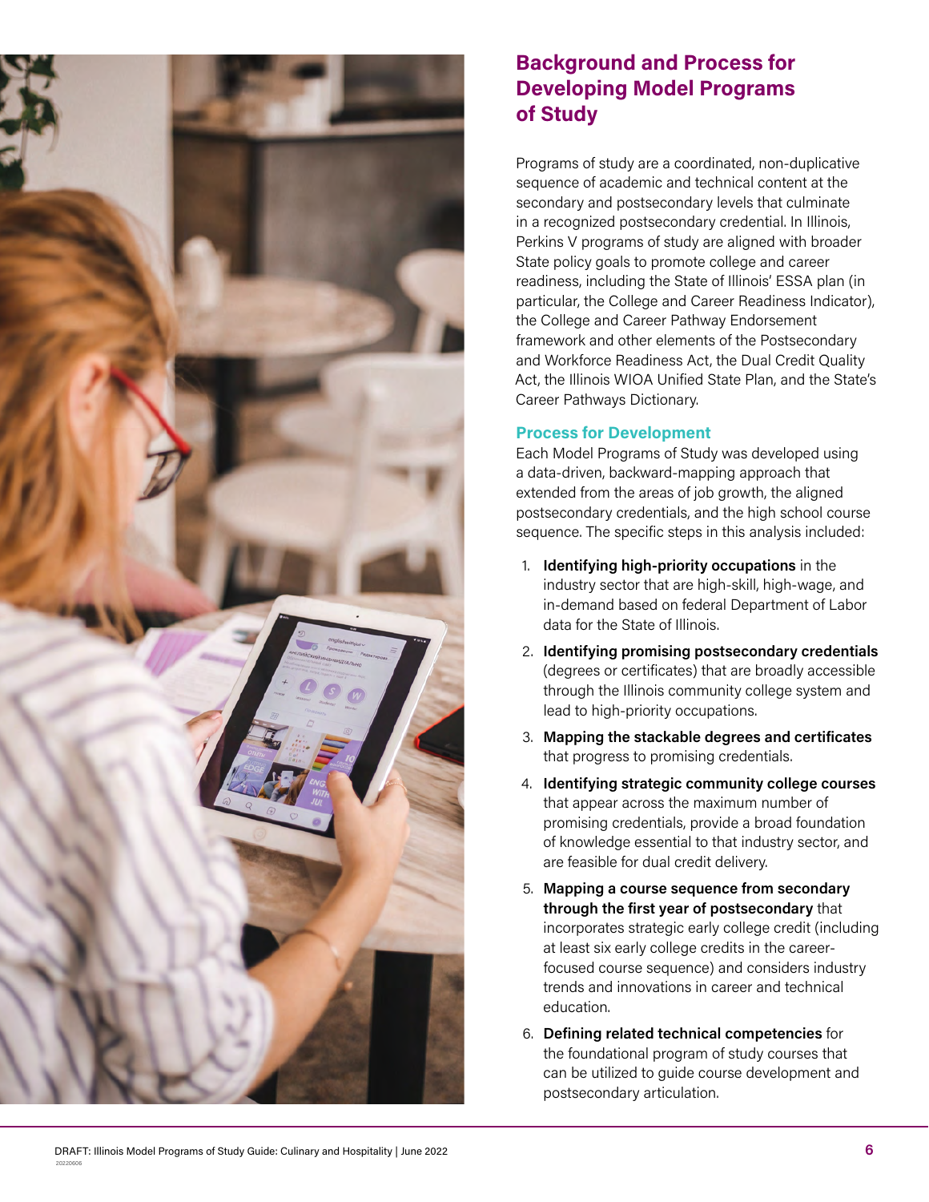## Background and Process for Developing Model Programs of Study

Programs of study are a coordinated, non-duplicative sequence of academic and technical content at the secondary and postsecondary levels that culminate in a recognized postsecondary credential. In Illinois, Perkins V programs of study are aligned with broader State policy goals to promote college and career readiness, including the State of Illinois' ESSA plan (in particular, the College and Career Readiness Indicator), the College and Career Pathway Endorsement framework and other elements of the Postsecondary and Workforce Readiness Act, the Dual Credit Quality Act, the Illinois WIOA Unified State Plan, and the State's Career Pathways Dictionary.

### Process for Development

Each Model Programs of Study was developed using a data-driven, backward-mapping approach that extended from the areas of job growth, the aligned postsecondary credentials, and the high school course sequence. The specific steps in this analysis included:

1. **Identifying high-priority occupations** in the industry sector that are high-skill, high-wage, and in-demand based on federal Department of Labor data for the State of Illinois.
2. **Identifying promising postsecondary credentials** (degrees or certificates) that are broadly accessible through the Illinois community college system and lead to high-priority occupations.
3. **Mapping the stackable degrees and certificates** that progress to promising credentials.
4. **Identifying strategic community college courses** that appear across the maximum number of promising credentials, provide a broad foundation of knowledge essential to that industry sector, and are feasible for dual credit delivery.
5. **Mapping a course sequence from secondary through the first year of postsecondary** that incorporates strategic early college credit (including at least six early college credits in the career-focused course sequence) and considers industry trends and innovations in career and technical education.
6. **Defining related technical competencies** for the foundational program of study courses that can be utilized to guide course development and postsecondary articulation.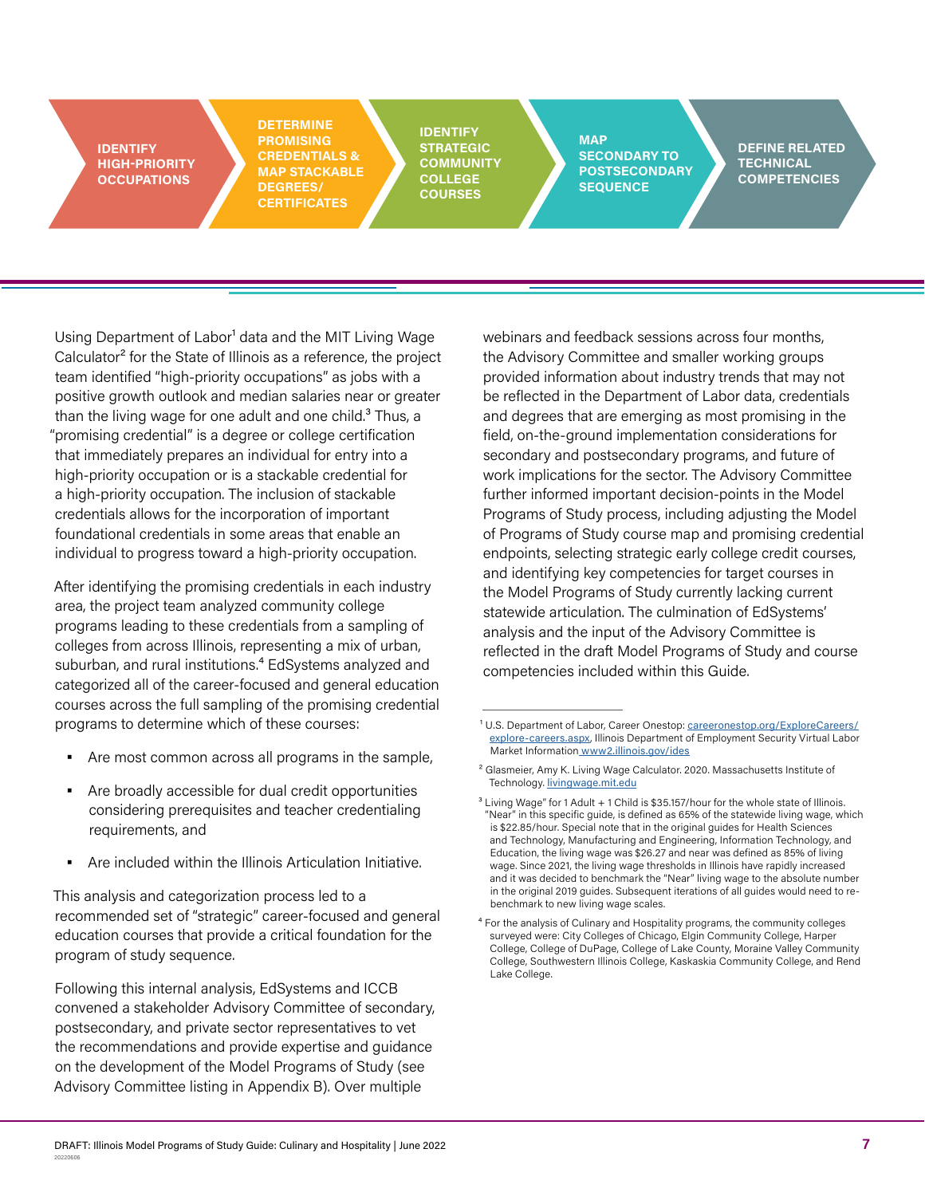IDENTIFY HIGH-PRIORITY OCCUPATIONS → DETERMINE PROMISING CREDENTIALS & MAP STACKABLE DEGREES/ CERTIFICATES → IDENTIFY STRATEGIC COMMUNITY COLLEGE COURSES → MAP SECONDARY TO POSTSECONDARY SEQUENCE → DEFINE RELATED TECHNICAL COMPETENCIES

Using Department of Labor[1] data and the MIT Living Wage Calculator[2] for the State of Illinois as a reference, the project team identified "high-priority occupations" as jobs with a positive growth outlook and median salaries near or greater than the living wage for one adult and one child.[3] Thus, a "promising credential" is a degree or college certification that immediately prepares an individual for entry into a high-priority occupation or is a stackable credential for a high-priority occupation. The inclusion of stackable credentials allows for the incorporation of important foundational credentials in some areas that enable an individual to progress toward a high-priority occupation.

After identifying the promising credentials in each industry area, the project team analyzed community college programs leading to these credentials from a sampling of colleges from across Illinois, representing a mix of urban, suburban, and rural institutions.[4] EdSystems analyzed and categorized all of the career-focused and general education courses across the full sampling of the promising credential programs to determine which of these courses:

- Are most common across all programs in the sample,
- Are broadly accessible for dual credit opportunities considering prerequisites and teacher credentialing requirements, and
- Are included within the Illinois Articulation Initiative.

This analysis and categorization process led to a recommended set of "strategic" career-focused and general education courses that provide a critical foundation for the program of study sequence.

Following this internal analysis, EdSystems and ICCB convened a stakeholder Advisory Committee of secondary, postsecondary, and private sector representatives to vet the recommendations and provide expertise and guidance on the development of the Model Programs of Study (see Advisory Committee listing in Appendix B). Over multiple webinars and feedback sessions across four months, the Advisory Committee and smaller working groups provided information about industry trends that may not be reflected in the Department of Labor data, credentials and degrees that are emerging as most promising in the field, on-the-ground implementation considerations for secondary and postsecondary programs, and future of work implications for the sector. The Advisory Committee further informed important decision-points in the Model Programs of Study process, including adjusting the Model of Programs of Study course map and promising credential endpoints, selecting strategic early college credit courses, and identifying key competencies for target courses in the Model Programs of Study currently lacking current statewide articulation. The culmination of EdSystems' analysis and the input of the Advisory Committee is reflected in the draft Model Programs of Study and course competencies included within this Guide.

---

[1] U.S. Department of Labor, Career Onestop: careeronestop.org/ExploreCareers/explore-careers.aspx, Illinois Department of Employment Security Virtual Labor Market Information www2.illinois.gov/ides

[2] Glasmeier, Amy K. Living Wage Calculator. 2020. Massachusetts Institute of Technology. livingwage.mit.edu

[3] Living Wage" for 1 Adult + 1 Child is $35.157/hour for the whole state of Illinois. "Near" in this specific guide, is defined as 65% of the statewide living wage, which is $22.85/hour. Special note that in the original guides for Health Sciences and Technology, Manufacturing and Engineering, Information Technology, and Education, the living wage was $26.27 and near was defined as 85% of living wage. Since 2021, the living wage thresholds in Illinois have rapidly increased and it was decided to benchmark the "Near" living wage to the absolute number in the original 2019 guides. Subsequent iterations of all guides would need to re-benchmark to new living wage scales.

[4] For the analysis of Culinary and Hospitality programs, the community colleges surveyed were: City Colleges of Chicago, Elgin Community College, Harper College, College of DuPage, College of Lake County, Moraine Valley Community College, Southwestern Illinois College, Kaskaskia Community College, and Rend Lake College.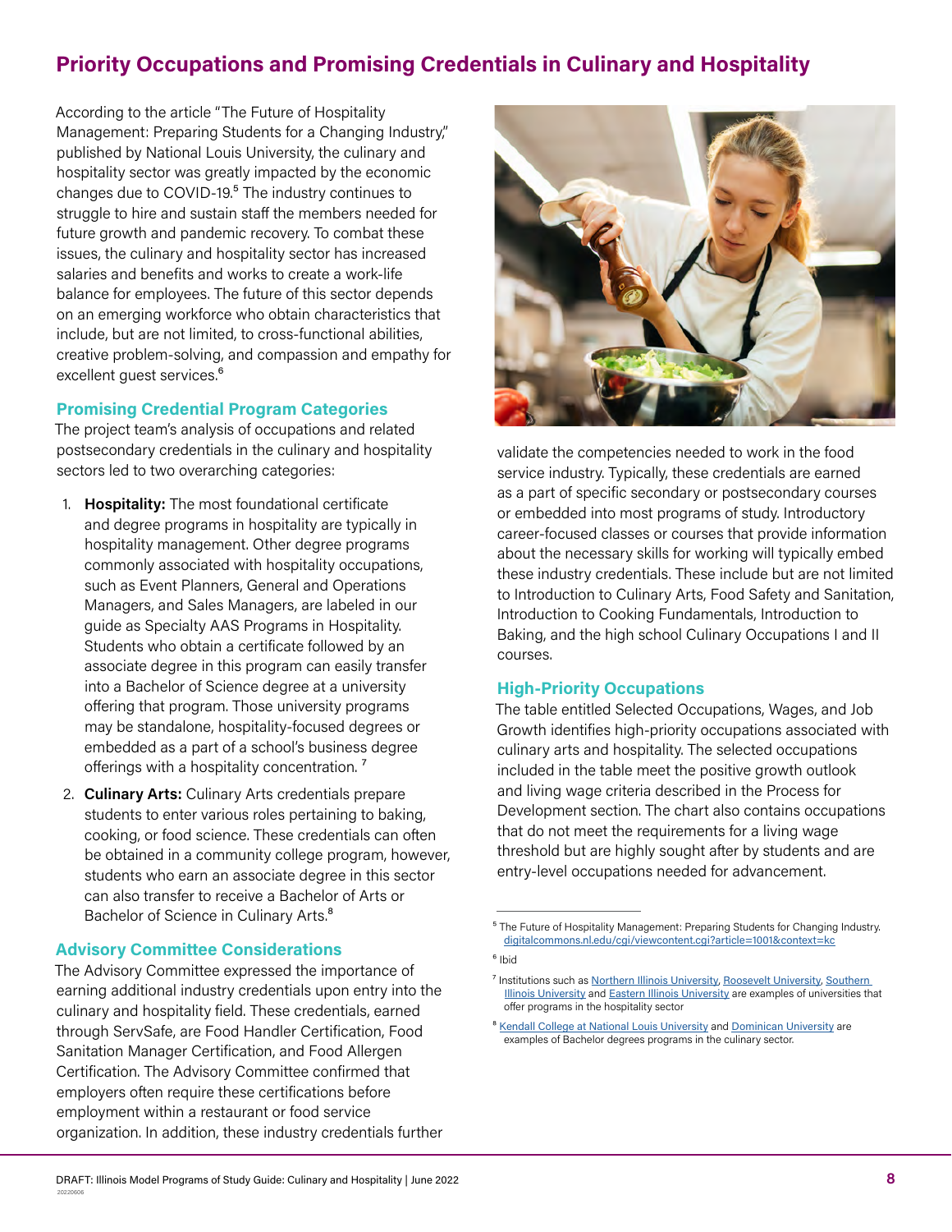# Priority Occupations and Promising Credentials in Culinary and Hospitality

According to the article "The Future of Hospitality Management: Preparing Students for a Changing Industry," published by National Louis University, the culinary and hospitality sector was greatly impacted by the economic changes due to COVID-19.[5] The industry continues to struggle to hire and sustain staff the members needed for future growth and pandemic recovery. To combat these issues, the culinary and hospitality sector has increased salaries and benefits and works to create a work-life balance for employees. The future of this sector depends on an emerging workforce who obtain characteristics that include, but are not limited, to cross-functional abilities, creative problem-solving, and compassion and empathy for excellent guest services.[6]

## Promising Credential Program Categories

The project team's analysis of occupations and related postsecondary credentials in the culinary and hospitality sectors led to two overarching categories:

1. **Hospitality:** The most foundational certificate and degree programs in hospitality are typically in hospitality management. Other degree programs commonly associated with hospitality occupations, such as Event Planners, General and Operations Managers, and Sales Managers, are labeled in our guide as Specialty AAS Programs in Hospitality. Students who obtain a certificate followed by an associate degree in this program can easily transfer into a Bachelor of Science degree at a university offering that program. Those university programs may be standalone, hospitality-focused degrees or embedded as a part of a school's business degree offerings with a hospitality concentration.[7]
2. **Culinary Arts:** Culinary Arts credentials prepare students to enter various roles pertaining to baking, cooking, or food science. These credentials can often be obtained in a community college program, however, students who earn an associate degree in this sector can also transfer to receive a Bachelor of Arts or Bachelor of Science in Culinary Arts.[8]

## Advisory Committee Considerations

The Advisory Committee expressed the importance of earning additional industry credentials upon entry into the culinary and hospitality field. These credentials, earned through ServSafe, are Food Handler Certification, Food Sanitation Manager Certification, and Food Allergen Certification. The Advisory Committee confirmed that employers often require these certifications before employment within a restaurant or food service organization. In addition, these industry credentials further validate the competencies needed to work in the food service industry. Typically, these credentials are earned as a part of specific secondary or postsecondary courses or embedded into most programs of study. Introductory career-focused classes or courses that provide information about the necessary skills for working will typically embed these industry credentials. These include but are not limited to Introduction to Culinary Arts, Food Safety and Sanitation, Introduction to Cooking Fundamentals, Introduction to Baking, and the high school Culinary Occupations I and II courses.

## High-Priority Occupations

The table entitled Selected Occupations, Wages, and Job Growth identifies high-priority occupations associated with culinary arts and hospitality. The selected occupations included in the table meet the positive growth outlook and living wage criteria described in the Process for Development section. The chart also contains occupations that do not meet the requirements for a living wage threshold but are highly sought after by students and are entry-level occupations needed for advancement.

---

[5] The Future of Hospitality Management: Preparing Students for Changing Industry. digitalcommons.nl.edu/cgi/viewcontent.cgi?article=1001&context=kc

[6] Ibid

[7] Institutions such as Northern Illinois University, Roosevelt University, Southern Illinois University and Eastern Illinois University are examples of universities that offer programs in the hospitality sector

[8] Kendall College at National Louis University and Dominican University are examples of Bachelor degrees programs in the culinary sector.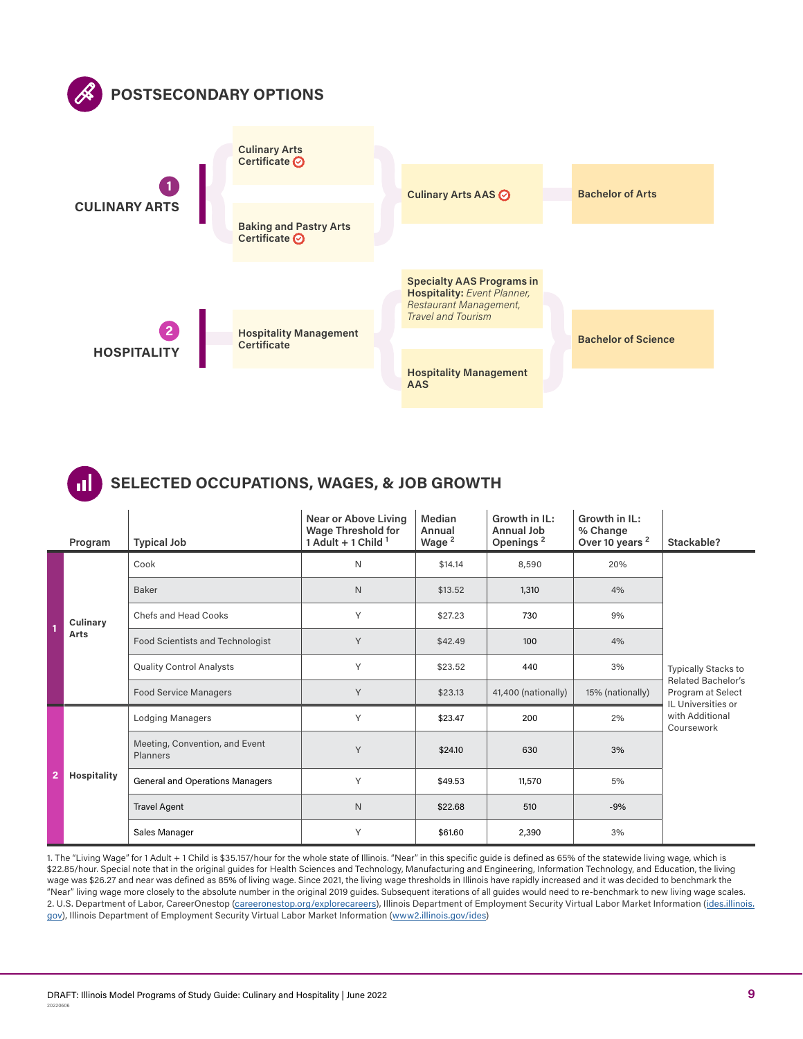## POSTSECONDARY OPTIONS

**1 CULINARY ARTS**

- **Culinary Arts Certificate** ⊘
- **Baking and Pastry Arts Certificate** ⊘
  - → **Culinary Arts AAS** ⊘ → **Bachelor of Arts**

**2 HOSPITALITY**

- **Hospitality Management Certificate**
  - → **Specialty AAS Programs in Hospitality:** *Event Planner, Restaurant Management, Travel and Tourism*
  - → **Hospitality Management AAS**
    - → **Bachelor of Science**

## SELECTED OCCUPATIONS, WAGES, & JOB GROWTH

| Program | Typical Job | Near or Above Living Wage Threshold for 1 Adult + 1 Child [1] | Median Annual Wage [2] | Growth in IL: Annual Job Openings [2] | Growth in IL: % Change Over 10 years [2] | Stackable? |
|---|---|---|---|---|---|---|
| 1 Culinary Arts | Cook | N | $14.14 | 8,590 | 20% | Typically Stacks to Related Bachelor's Program at Select IL Universities or with Additional Coursework |
| | Baker | N | $13.52 | 1,310 | 4% | |
| | Chefs and Head Cooks | Y | $27.23 | 730 | 9% | |
| | Food Scientists and Technologist | Y | $42.49 | 100 | 4% | |
| | Quality Control Analysts | Y | $23.52 | 440 | 3% | |
| | Food Service Managers | Y | $23.13 | 41,400 (nationally) | 15% (nationally) | |
| 2 Hospitality | Lodging Managers | Y | $23.47 | 200 | 2% | |
| | Meeting, Convention, and Event Planners | Y | $24.10 | 630 | 3% | |
| | General and Operations Managers | Y | $49.53 | 11,570 | 5% | |
| | Travel Agent | N | $22.68 | 510 | -9% | |
| | Sales Manager | Y | $61.60 | 2,390 | 3% | |

1. The "Living Wage" for 1 Adult + 1 Child is $35.157/hour for the whole state of Illinois. "Near" in this specific guide is defined as 65% of the statewide living wage, which is $22.85/hour. Special note that in the original guides for Health Sciences and Technology, Manufacturing and Engineering, Information Technology, and Education, the living wage was $26.27 and near was defined as 85% of living wage. Since 2021, the living wage thresholds in Illinois have rapidly increased and it was decided to benchmark the "Near" living wage more closely to the absolute number in the original 2019 guides. Subsequent iterations of all guides would need to re-benchmark to new living wage scales.
2. U.S. Department of Labor, CareerOnestop (careeronestop.org/explorecareers), Illinois Department of Employment Security Virtual Labor Market Information (ides.illinois.gov), Illinois Department of Employment Security Virtual Labor Market Information (www2.illinois.gov/ides)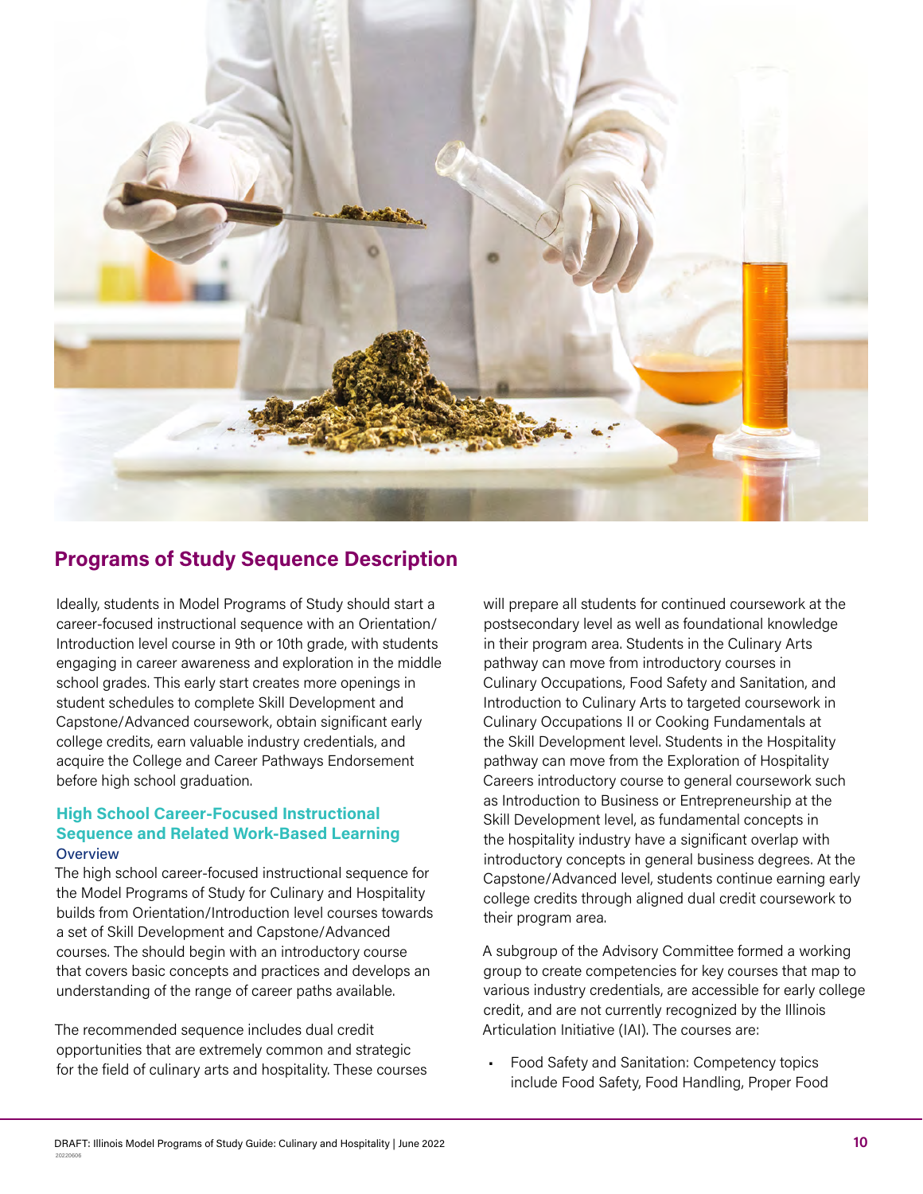## Programs of Study Sequence Description

Ideally, students in Model Programs of Study should start a career-focused instructional sequence with an Orientation/Introduction level course in 9th or 10th grade, with students engaging in career awareness and exploration in the middle school grades. This early start creates more openings in student schedules to complete Skill Development and Capstone/Advanced coursework, obtain significant early college credits, earn valuable industry credentials, and acquire the College and Career Pathways Endorsement before high school graduation.

### High School Career-Focused Instructional Sequence and Related Work-Based Learning

#### Overview

The high school career-focused instructional sequence for the Model Programs of Study for Culinary and Hospitality builds from Orientation/Introduction level courses towards a set of Skill Development and Capstone/Advanced courses. The should begin with an introductory course that covers basic concepts and practices and develops an understanding of the range of career paths available.

The recommended sequence includes dual credit opportunities that are extremely common and strategic for the field of culinary arts and hospitality. These courses will prepare all students for continued coursework at the postsecondary level as well as foundational knowledge in their program area. Students in the Culinary Arts pathway can move from introductory courses in Culinary Occupations, Food Safety and Sanitation, and Introduction to Culinary Arts to targeted coursework in Culinary Occupations II or Cooking Fundamentals at the Skill Development level. Students in the Hospitality pathway can move from the Exploration of Hospitality Careers introductory course to general coursework such as Introduction to Business or Entrepreneurship at the Skill Development level, as fundamental concepts in the hospitality industry have a significant overlap with introductory concepts in general business degrees. At the Capstone/Advanced level, students continue earning early college credits through aligned dual credit coursework to their program area.

A subgroup of the Advisory Committee formed a working group to create competencies for key courses that map to various industry credentials, are accessible for early college credit, and are not currently recognized by the Illinois Articulation Initiative (IAI). The courses are:

- Food Safety and Sanitation: Competency topics include Food Safety, Food Handling, Proper Food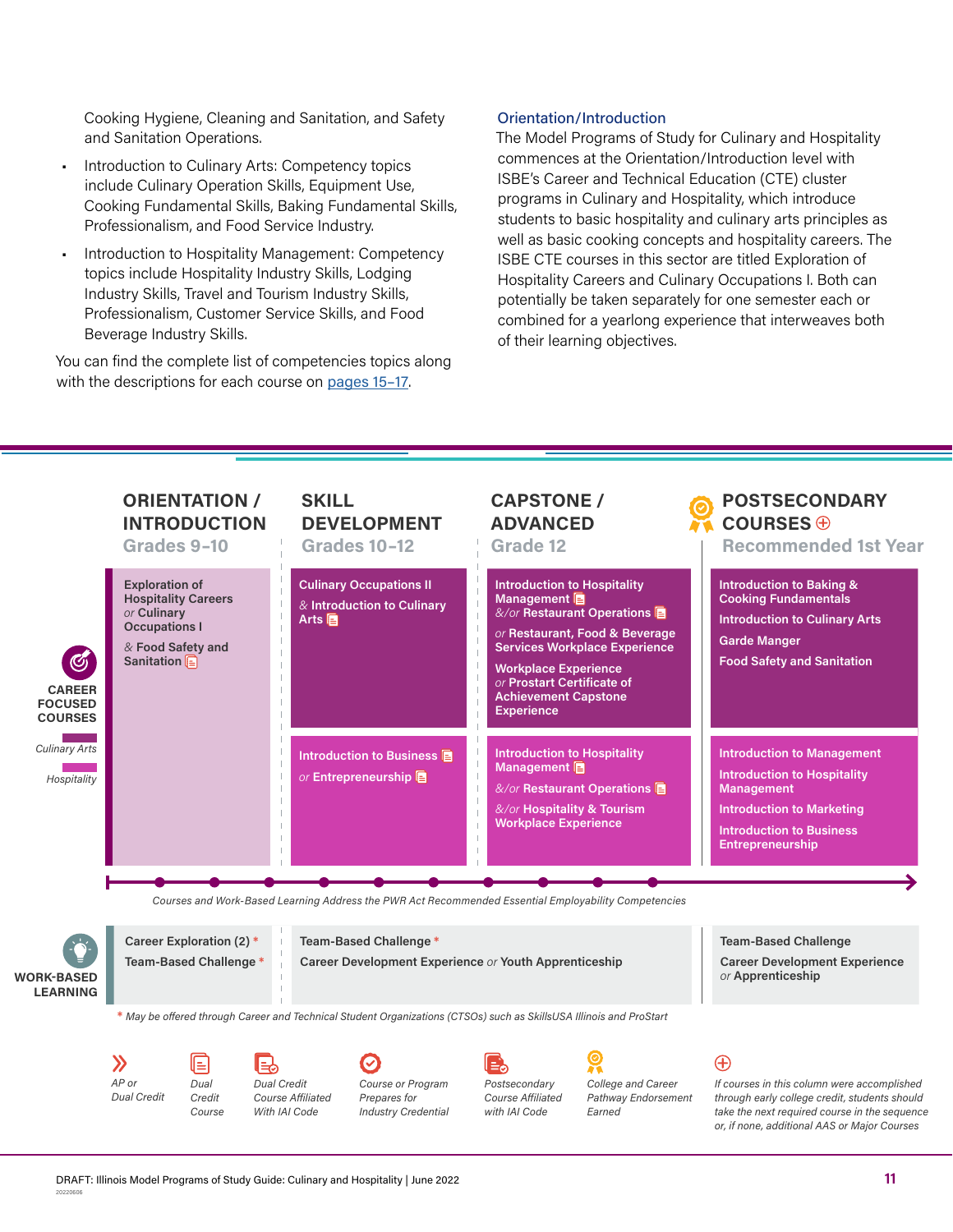Cooking Hygiene, Cleaning and Sanitation, and Safety and Sanitation Operations.

- Introduction to Culinary Arts: Competency topics include Culinary Operation Skills, Equipment Use, Cooking Fundamental Skills, Baking Fundamental Skills, Professionalism, and Food Service Industry.
- Introduction to Hospitality Management: Competency topics include Hospitality Industry Skills, Lodging Industry Skills, Travel and Tourism Industry Skills, Professionalism, Customer Service Skills, and Food Beverage Industry Skills.

You can find the complete list of competencies topics along with the descriptions for each course on pages 15–17.

### Orientation/Introduction

The Model Programs of Study for Culinary and Hospitality commences at the Orientation/Introduction level with ISBE's Career and Technical Education (CTE) cluster programs in Culinary and Hospitality, which introduce students to basic hospitality and culinary arts principles as well as basic cooking concepts and hospitality careers. The ISBE CTE courses in this sector are titled Exploration of Hospitality Careers and Culinary Occupations I. Both can potentially be taken separately for one semester each or combined for a yearlong experience that interweaves both of their learning objectives.

| | ORIENTATION / INTRODUCTION Grades 9–10 | SKILL DEVELOPMENT Grades 10–12 | CAPSTONE / ADVANCED Grade 12 | POSTSECONDARY COURSES ⊕ Recommended 1st Year |
|---|---|---|---|---|
| CAREER FOCUSED COURSES — Culinary Arts | Exploration of Hospitality Careers *or* Culinary Occupations I<br>& Food Safety and Sanitation | Culinary Occupations II<br>& Introduction to Culinary Arts | Introduction to Hospitality Management<br>&/or Restaurant Operations<br>*or* Restaurant, Food & Beverage Services Workplace Experience<br>Workplace Experience *or* Prostart Certificate of Achievement Capstone Experience | Introduction to Baking & Cooking Fundamentals<br>Introduction to Culinary Arts<br>Garde Manger<br>Food Safety and Sanitation |
| CAREER FOCUSED COURSES — Hospitality | | Introduction to Business<br>*or* Entrepreneurship | Introduction to Hospitality Management<br>&/or Restaurant Operations<br>&/or Hospitality & Tourism Workplace Experience | Introduction to Management<br>Introduction to Hospitality Management<br>Introduction to Marketing<br>Introduction to Business Entrepreneurship |

*Courses and Work-Based Learning Address the PWR Act Recommended Essential Employability Competencies*

| | ORIENTATION / INTRODUCTION | SKILL DEVELOPMENT / CAPSTONE | POSTSECONDARY |
|---|---|---|---|
| WORK-BASED LEARNING | Career Exploration (2) *<br>Team-Based Challenge * | Team-Based Challenge *<br>Career Development Experience *or* Youth Apprenticeship | Team-Based Challenge<br>Career Development Experience *or* Apprenticeship |

\* *May be offered through Career and Technical Student Organizations (CTSOs) such as SkillsUSA Illinois and ProStart*

Legend:
- *AP or Dual Credit*
- *Dual Credit Course*
- *Dual Credit Course Affiliated With IAI Code*
- *Course or Program Prepares for Industry Credential*
- *Postsecondary Course Affiliated with IAI Code*
- *College and Career Pathway Endorsement Earned*
- ⊕ *If courses in this column were accomplished through early college credit, students should take the next required course in the sequence or, if none, additional AAS or Major Courses*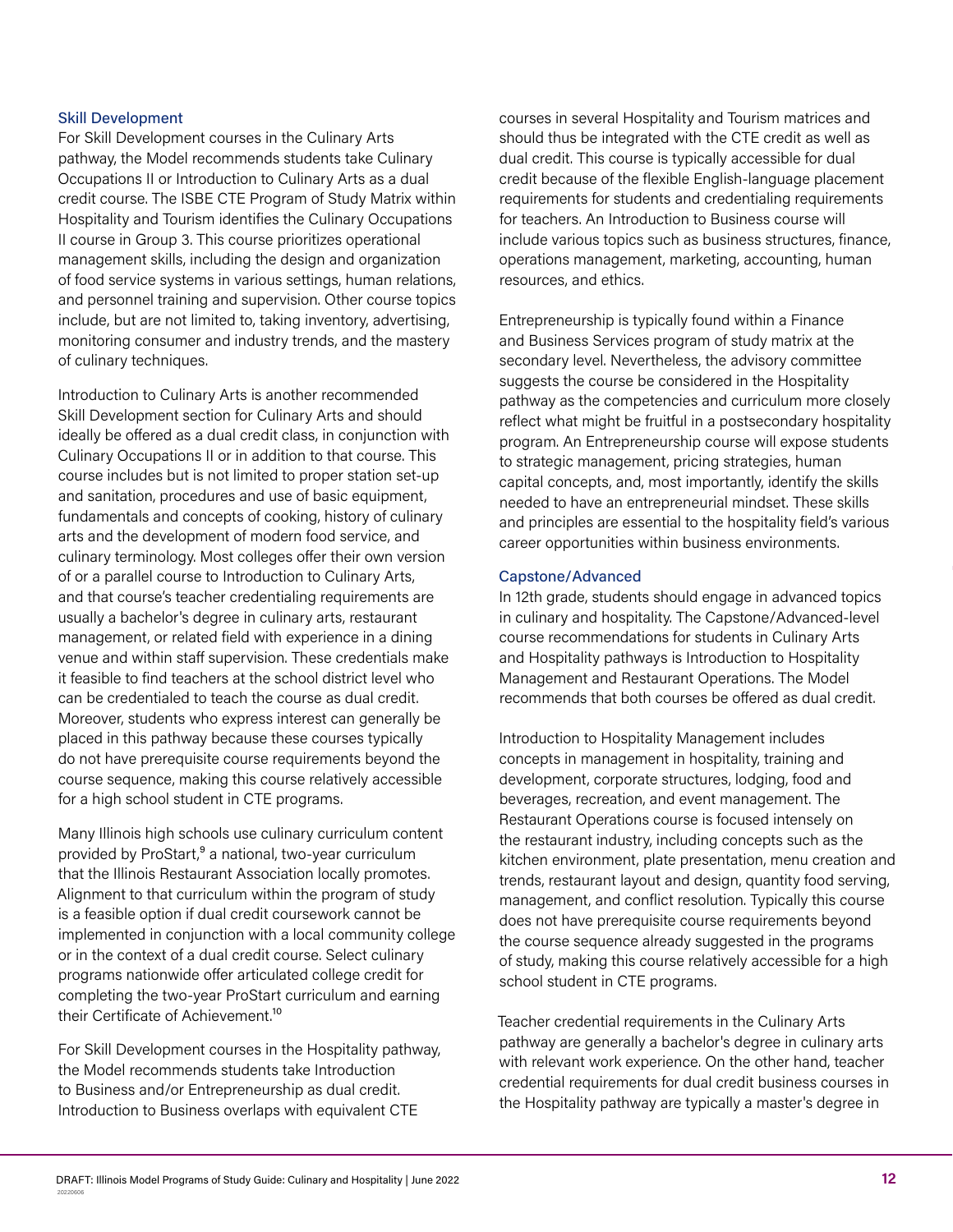### Skill Development

For Skill Development courses in the Culinary Arts pathway, the Model recommends students take Culinary Occupations II or Introduction to Culinary Arts as a dual credit course. The ISBE CTE Program of Study Matrix within Hospitality and Tourism identifies the Culinary Occupations II course in Group 3. This course prioritizes operational management skills, including the design and organization of food service systems in various settings, human relations, and personnel training and supervision. Other course topics include, but are not limited to, taking inventory, advertising, monitoring consumer and industry trends, and the mastery of culinary techniques.

Introduction to Culinary Arts is another recommended Skill Development section for Culinary Arts and should ideally be offered as a dual credit class, in conjunction with Culinary Occupations II or in addition to that course. This course includes but is not limited to proper station set-up and sanitation, procedures and use of basic equipment, fundamentals and concepts of cooking, history of culinary arts and the development of modern food service, and culinary terminology. Most colleges offer their own version of or a parallel course to Introduction to Culinary Arts, and that course's teacher credentialing requirements are usually a bachelor's degree in culinary arts, restaurant management, or related field with experience in a dining venue and within staff supervision. These credentials make it feasible to find teachers at the school district level who can be credentialed to teach the course as dual credit. Moreover, students who express interest can generally be placed in this pathway because these courses typically do not have prerequisite course requirements beyond the course sequence, making this course relatively accessible for a high school student in CTE programs.

Many Illinois high schools use culinary curriculum content provided by ProStart,[9] a national, two-year curriculum that the Illinois Restaurant Association locally promotes. Alignment to that curriculum within the program of study is a feasible option if dual credit coursework cannot be implemented in conjunction with a local community college or in the context of a dual credit course. Select culinary programs nationwide offer articulated college credit for completing the two-year ProStart curriculum and earning their Certificate of Achievement.[10]

For Skill Development courses in the Hospitality pathway, the Model recommends students take Introduction to Business and/or Entrepreneurship as dual credit. Introduction to Business overlaps with equivalent CTE courses in several Hospitality and Tourism matrices and should thus be integrated with the CTE credit as well as dual credit. This course is typically accessible for dual credit because of the flexible English-language placement requirements for students and credentialing requirements for teachers. An Introduction to Business course will include various topics such as business structures, finance, operations management, marketing, accounting, human resources, and ethics.

Entrepreneurship is typically found within a Finance and Business Services program of study matrix at the secondary level. Nevertheless, the advisory committee suggests the course be considered in the Hospitality pathway as the competencies and curriculum more closely reflect what might be fruitful in a postsecondary hospitality program. An Entrepreneurship course will expose students to strategic management, pricing strategies, human capital concepts, and, most importantly, identify the skills needed to have an entrepreneurial mindset. These skills and principles are essential to the hospitality field's various career opportunities within business environments.

### Capstone/Advanced

In 12th grade, students should engage in advanced topics in culinary and hospitality. The Capstone/Advanced-level course recommendations for students in Culinary Arts and Hospitality pathways is Introduction to Hospitality Management and Restaurant Operations. The Model recommends that both courses be offered as dual credit.

Introduction to Hospitality Management includes concepts in management in hospitality, training and development, corporate structures, lodging, food and beverages, recreation, and event management. The Restaurant Operations course is focused intensely on the restaurant industry, including concepts such as the kitchen environment, plate presentation, menu creation and trends, restaurant layout and design, quantity food serving, management, and conflict resolution. Typically this course does not have prerequisite course requirements beyond the course sequence already suggested in the programs of study, making this course relatively accessible for a high school student in CTE programs.

Teacher credential requirements in the Culinary Arts pathway are generally a bachelor's degree in culinary arts with relevant work experience. On the other hand, teacher credential requirements for dual credit business courses in the Hospitality pathway are typically a master's degree in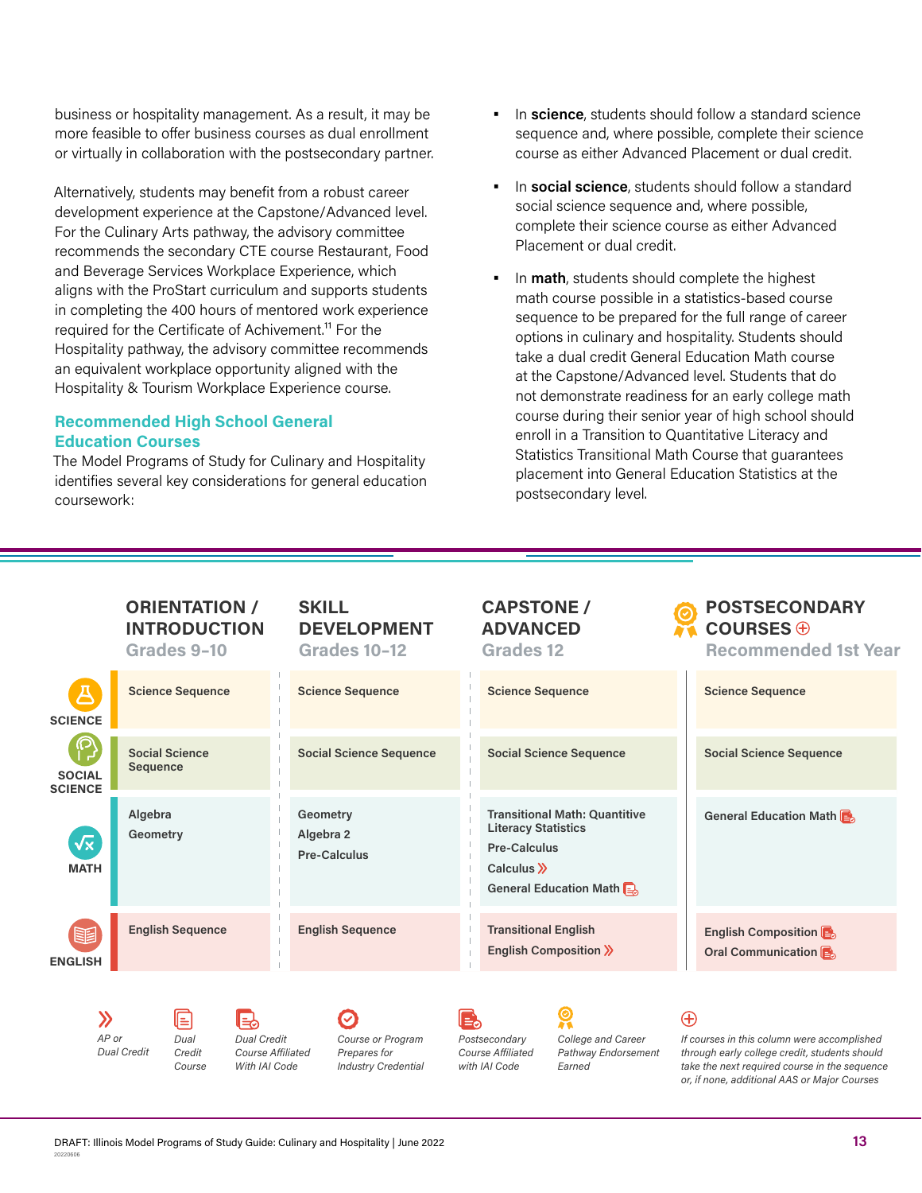business or hospitality management. As a result, it may be more feasible to offer business courses as dual enrollment or virtually in collaboration with the postsecondary partner.

Alternatively, students may benefit from a robust career development experience at the Capstone/Advanced level. For the Culinary Arts pathway, the advisory committee recommends the secondary CTE course Restaurant, Food and Beverage Services Workplace Experience, which aligns with the ProStart curriculum and supports students in completing the 400 hours of mentored work experience required for the Certificate of Achivement.[11] For the Hospitality pathway, the advisory committee recommends an equivalent workplace opportunity aligned with the Hospitality & Tourism Workplace Experience course.

## Recommended High School General Education Courses

The Model Programs of Study for Culinary and Hospitality identifies several key considerations for general education coursework:

- In **science**, students should follow a standard science sequence and, where possible, complete their science course as either Advanced Placement or dual credit.
- In **social science**, students should follow a standard social science sequence and, where possible, complete their science course as either Advanced Placement or dual credit.
- In **math**, students should complete the highest math course possible in a statistics-based course sequence to be prepared for the full range of career options in culinary and hospitality. Students should take a dual credit General Education Math course at the Capstone/Advanced level. Students that do not demonstrate readiness for an early college math course during their senior year of high school should enroll in a Transition to Quantitative Literacy and Statistics Transitional Math Course that guarantees placement into General Education Statistics at the postsecondary level.

| | ORIENTATION / INTRODUCTION Grades 9–10 | SKILL DEVELOPMENT Grades 10–12 | CAPSTONE / ADVANCED Grades 12 | POSTSECONDARY COURSES ⊕ Recommended 1st Year |
|---|---|---|---|---|
| SCIENCE | Science Sequence | Science Sequence | Science Sequence | Science Sequence |
| SOCIAL SCIENCE | Social Science Sequence | Social Science Sequence | Social Science Sequence | Social Science Sequence |
| MATH | Algebra<br>Geometry | Geometry<br>Algebra 2<br>Pre-Calculus | Transitional Math: Quantitive Literacy Statistics<br>Pre-Calculus<br>Calculus (AP or Dual Credit)<br>General Education Math (Dual Credit Course Affiliated With IAI Code) | General Education Math (Postsecondary Course Affiliated with IAI Code) |
| ENGLISH | English Sequence | English Sequence | Transitional English<br>English Composition (AP or Dual Credit) | English Composition (Postsecondary Course Affiliated with IAI Code)<br>Oral Communication (Postsecondary Course Affiliated with IAI Code) |

Legend:
- AP or Dual Credit
- Dual Credit Course
- Dual Credit Course Affiliated With IAI Code
- Course or Program Prepares for Industry Credential
- Postsecondary Course Affiliated with IAI Code
- College and Career Pathway Endorsement Earned
- ⊕ If courses in this column were accomplished through early college credit, students should take the next required course in the sequence or, if none, additional AAS or Major Courses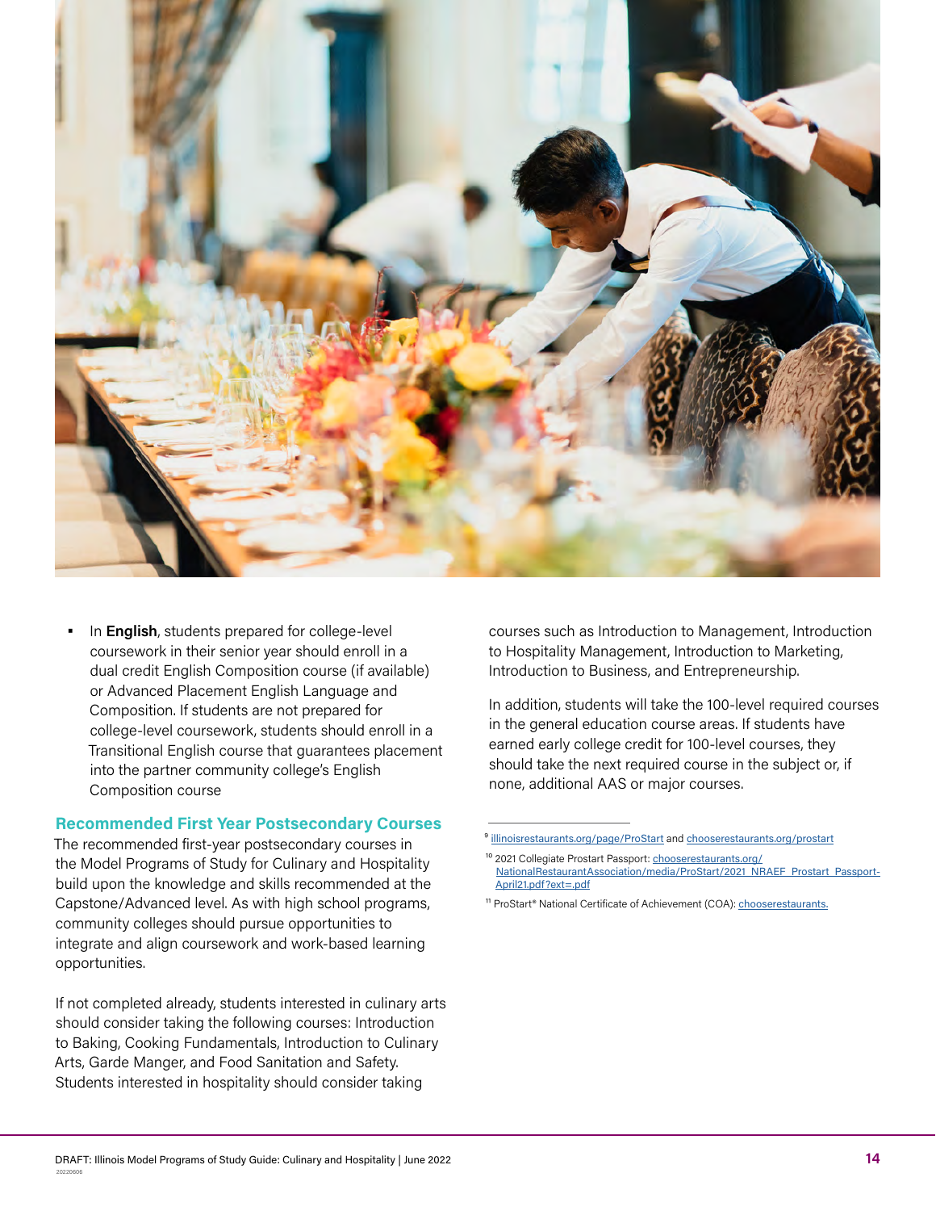- In **English**, students prepared for college-level coursework in their senior year should enroll in a dual credit English Composition course (if available) or Advanced Placement English Language and Composition. If students are not prepared for college-level coursework, students should enroll in a Transitional English course that guarantees placement into the partner community college's English Composition course

### Recommended First Year Postsecondary Courses

The recommended first-year postsecondary courses in the Model Programs of Study for Culinary and Hospitality build upon the knowledge and skills recommended at the Capstone/Advanced level. As with high school programs, community colleges should pursue opportunities to integrate and align coursework and work-based learning opportunities.

If not completed already, students interested in culinary arts should consider taking the following courses: Introduction to Baking, Cooking Fundamentals, Introduction to Culinary Arts, Garde Manger, and Food Sanitation and Safety. Students interested in hospitality should consider taking courses such as Introduction to Management, Introduction to Hospitality Management, Introduction to Marketing, Introduction to Business, and Entrepreneurship.

In addition, students will take the 100-level required courses in the general education course areas. If students have earned early college credit for 100-level courses, they should take the next required course in the subject or, if none, additional AAS or major courses.

---

[9] illinoisrestaurants.org/page/ProStart and chooserestaurants.org/prostart

[10] 2021 Collegiate Prostart Passport: chooserestaurants.org/NationalRestaurantAssociation/media/ProStart/2021_NRAEF_Prostart_Passport-April21.pdf?ext=.pdf

[11] ProStart® National Certificate of Achievement (COA): chooserestaurants.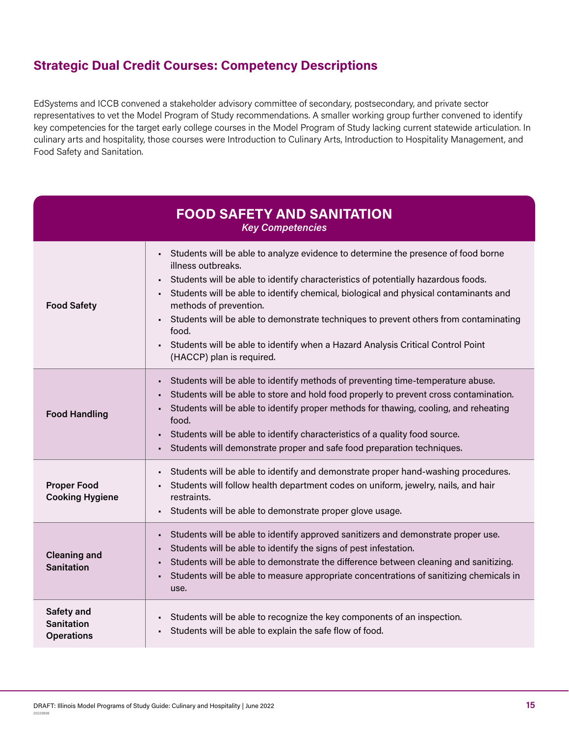## Strategic Dual Credit Courses: Competency Descriptions

EdSystems and ICCB convened a stakeholder advisory committee of secondary, postsecondary, and private sector representatives to vet the Model Program of Study recommendations. A smaller working group further convened to identify key competencies for the target early college courses in the Model Program of Study lacking current statewide articulation. In culinary arts and hospitality, those courses were Introduction to Culinary Arts, Introduction to Hospitality Management, and Food Safety and Sanitation.

| FOOD SAFETY AND SANITATION<br>*Key Competencies* | |
|---|---|
| **Food Safety** | ▪ Students will be able to analyze evidence to determine the presence of food borne illness outbreaks.<br>▪ Students will be able to identify characteristics of potentially hazardous foods.<br>▪ Students will be able to identify chemical, biological and physical contaminants and methods of prevention.<br>▪ Students will be able to demonstrate techniques to prevent others from contaminating food.<br>▪ Students will be able to identify when a Hazard Analysis Critical Control Point (HACCP) plan is required. |
| **Food Handling** | ▪ Students will be able to identify methods of preventing time-temperature abuse.<br>▪ Students will be able to store and hold food properly to prevent cross contamination.<br>▪ Students will be able to identify proper methods for thawing, cooling, and reheating food.<br>▪ Students will be able to identify characteristics of a quality food source.<br>▪ Students will demonstrate proper and safe food preparation techniques. |
| **Proper Food Cooking Hygiene** | ▪ Students will be able to identify and demonstrate proper hand-washing procedures.<br>▪ Students will follow health department codes on uniform, jewelry, nails, and hair restraints.<br>▪ Students will be able to demonstrate proper glove usage. |
| **Cleaning and Sanitation** | ▪ Students will be able to identify approved sanitizers and demonstrate proper use.<br>▪ Students will be able to identify the signs of pest infestation.<br>▪ Students will be able to demonstrate the difference between cleaning and sanitizing.<br>▪ Students will be able to measure appropriate concentrations of sanitizing chemicals in use. |
| **Safety and Sanitation Operations** | ▪ Students will be able to recognize the key components of an inspection.<br>▪ Students will be able to explain the safe flow of food. |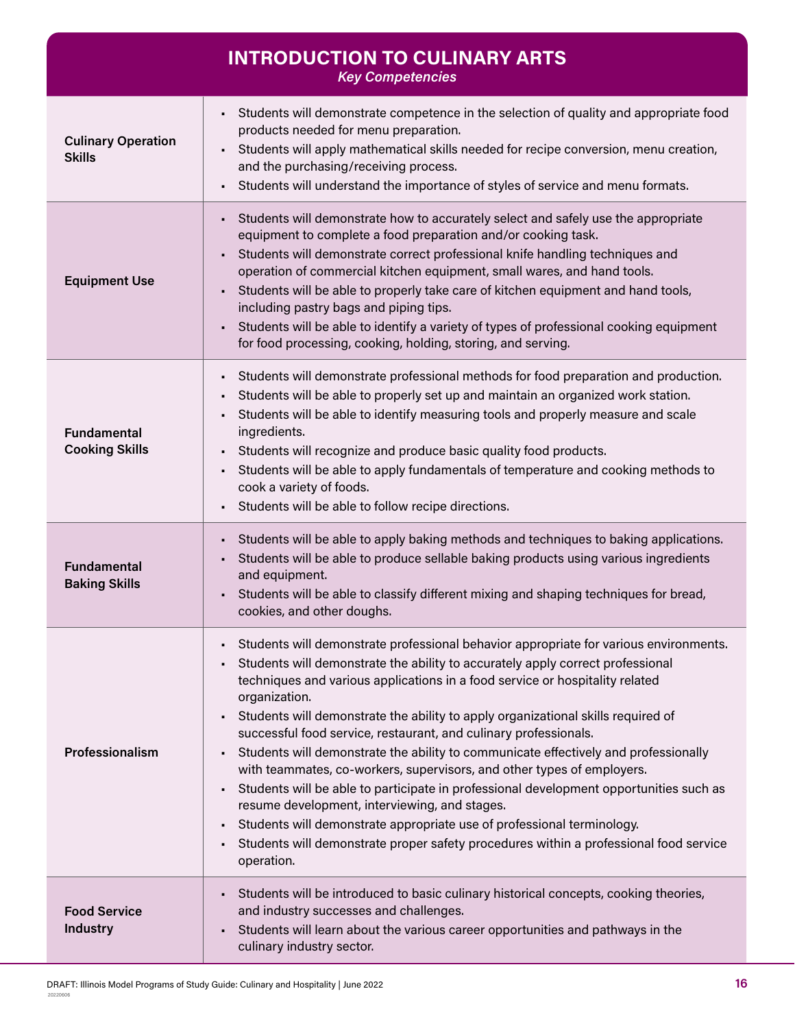## INTRODUCTION TO CULINARY ARTS

*Key Competencies*

| | |
|---|---|
| **Culinary Operation Skills** | ▪ Students will demonstrate competence in the selection of quality and appropriate food products needed for menu preparation.<br>▪ Students will apply mathematical skills needed for recipe conversion, menu creation, and the purchasing/receiving process.<br>▪ Students will understand the importance of styles of service and menu formats. |
| **Equipment Use** | ▪ Students will demonstrate how to accurately select and safely use the appropriate equipment to complete a food preparation and/or cooking task.<br>▪ Students will demonstrate correct professional knife handling techniques and operation of commercial kitchen equipment, small wares, and hand tools.<br>▪ Students will be able to properly take care of kitchen equipment and hand tools, including pastry bags and piping tips.<br>▪ Students will be able to identify a variety of types of professional cooking equipment for food processing, cooking, holding, storing, and serving. |
| **Fundamental Cooking Skills** | ▪ Students will demonstrate professional methods for food preparation and production.<br>▪ Students will be able to properly set up and maintain an organized work station.<br>▪ Students will be able to identify measuring tools and properly measure and scale ingredients.<br>▪ Students will recognize and produce basic quality food products.<br>▪ Students will be able to apply fundamentals of temperature and cooking methods to cook a variety of foods.<br>▪ Students will be able to follow recipe directions. |
| **Fundamental Baking Skills** | ▪ Students will be able to apply baking methods and techniques to baking applications.<br>▪ Students will be able to produce sellable baking products using various ingredients and equipment.<br>▪ Students will be able to classify different mixing and shaping techniques for bread, cookies, and other doughs. |
| **Professionalism** | ▪ Students will demonstrate professional behavior appropriate for various environments.<br>▪ Students will demonstrate the ability to accurately apply correct professional techniques and various applications in a food service or hospitality related organization.<br>▪ Students will demonstrate the ability to apply organizational skills required of successful food service, restaurant, and culinary professionals.<br>▪ Students will demonstrate the ability to communicate effectively and professionally with teammates, co-workers, supervisors, and other types of employers.<br>▪ Students will be able to participate in professional development opportunities such as resume development, interviewing, and stages.<br>▪ Students will demonstrate appropriate use of professional terminology.<br>▪ Students will demonstrate proper safety procedures within a professional food service operation. |
| **Food Service Industry** | ▪ Students will be introduced to basic culinary historical concepts, cooking theories, and industry successes and challenges.<br>▪ Students will learn about the various career opportunities and pathways in the culinary industry sector. |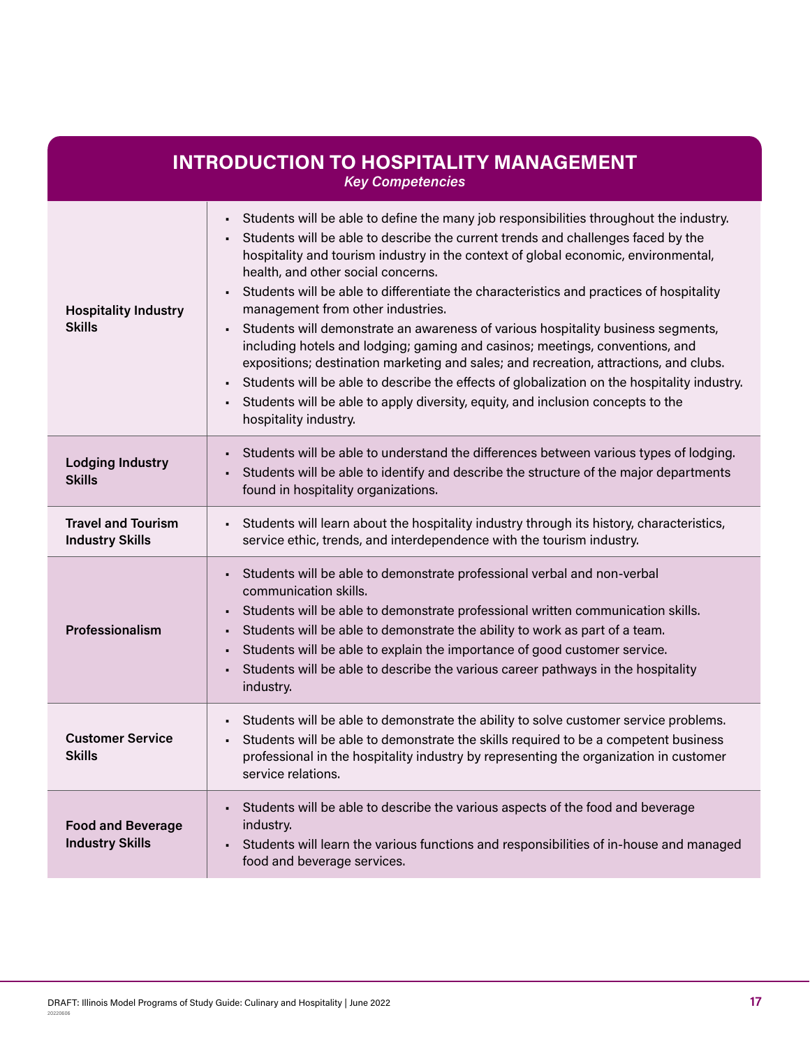## INTRODUCTION TO HOSPITALITY MANAGEMENT

*Key Competencies*

| | |
|---|---|
| **Hospitality Industry Skills** | ▪ Students will be able to define the many job responsibilities throughout the industry.<br>▪ Students will be able to describe the current trends and challenges faced by the hospitality and tourism industry in the context of global economic, environmental, health, and other social concerns.<br>▪ Students will be able to differentiate the characteristics and practices of hospitality management from other industries.<br>▪ Students will demonstrate an awareness of various hospitality business segments, including hotels and lodging; gaming and casinos; meetings, conventions, and expositions; destination marketing and sales; and recreation, attractions, and clubs.<br>▪ Students will be able to describe the effects of globalization on the hospitality industry.<br>▪ Students will be able to apply diversity, equity, and inclusion concepts to the hospitality industry. |
| **Lodging Industry Skills** | ▪ Students will be able to understand the differences between various types of lodging.<br>▪ Students will be able to identify and describe the structure of the major departments found in hospitality organizations. |
| **Travel and Tourism Industry Skills** | ▪ Students will learn about the hospitality industry through its history, characteristics, service ethic, trends, and interdependence with the tourism industry. |
| **Professionalism** | ▪ Students will be able to demonstrate professional verbal and non-verbal communication skills.<br>▪ Students will be able to demonstrate professional written communication skills.<br>▪ Students will be able to demonstrate the ability to work as part of a team.<br>▪ Students will be able to explain the importance of good customer service.<br>▪ Students will be able to describe the various career pathways in the hospitality industry. |
| **Customer Service Skills** | ▪ Students will be able to demonstrate the ability to solve customer service problems.<br>▪ Students will be able to demonstrate the skills required to be a competent business professional in the hospitality industry by representing the organization in customer service relations. |
| **Food and Beverage Industry Skills** | ▪ Students will be able to describe the various aspects of the food and beverage industry.<br>▪ Students will learn the various functions and responsibilities of in-house and managed food and beverage services. |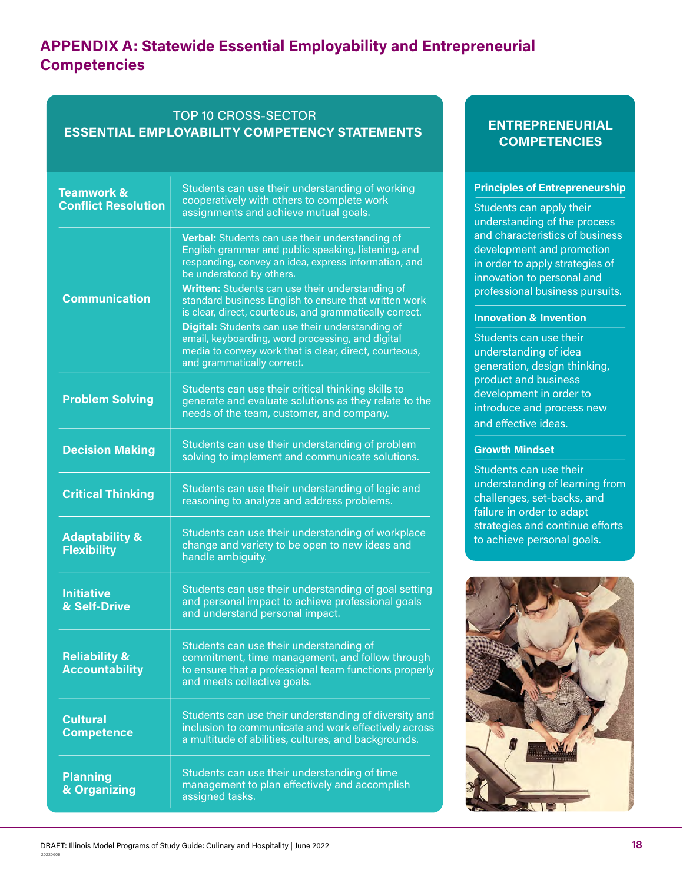## APPENDIX A: Statewide Essential Employability and Entrepreneurial Competencies

| TOP 10 CROSS-SECTOR **ESSENTIAL EMPLOYABILITY COMPETENCY STATEMENTS** | |
|---|---|
| **Teamwork & Conflict Resolution** | Students can use their understanding of working cooperatively with others to complete work assignments and achieve mutual goals. |
| **Communication** | **Verbal:** Students can use their understanding of English grammar and public speaking, listening, and responding, convey an idea, express information, and be understood by others.<br>**Written:** Students can use their understanding of standard business English to ensure that written work is clear, direct, courteous, and grammatically correct.<br>**Digital:** Students can use their understanding of email, keyboarding, word processing, and digital media to convey work that is clear, direct, courteous, and grammatically correct. |
| **Problem Solving** | Students can use their critical thinking skills to generate and evaluate solutions as they relate to the needs of the team, customer, and company. |
| **Decision Making** | Students can use their understanding of problem solving to implement and communicate solutions. |
| **Critical Thinking** | Students can use their understanding of logic and reasoning to analyze and address problems. |
| **Adaptability & Flexibility** | Students can use their understanding of workplace change and variety to be open to new ideas and handle ambiguity. |
| **Initiative & Self-Drive** | Students can use their understanding of goal setting and personal impact to achieve professional goals and understand personal impact. |
| **Reliability & Accountability** | Students can use their understanding of commitment, time management, and follow through to ensure that a professional team functions properly and meets collective goals. |
| **Cultural Competence** | Students can use their understanding of diversity and inclusion to communicate and work effectively across a multitude of abilities, cultures, and backgrounds. |
| **Planning & Organizing** | Students can use their understanding of time management to plan effectively and accomplish assigned tasks. |

### ENTREPRENEURIAL COMPETENCIES

**Principles of Entrepreneurship**

Students can apply their understanding of the process and characteristics of business development and promotion in order to apply strategies of innovation to personal and professional business pursuits.

**Innovation & Invention**

Students can use their understanding of idea generation, design thinking, product and business development in order to introduce and process new and effective ideas.

**Growth Mindset**

Students can use their understanding of learning from challenges, set-backs, and failure in order to adapt strategies and continue efforts to achieve personal goals.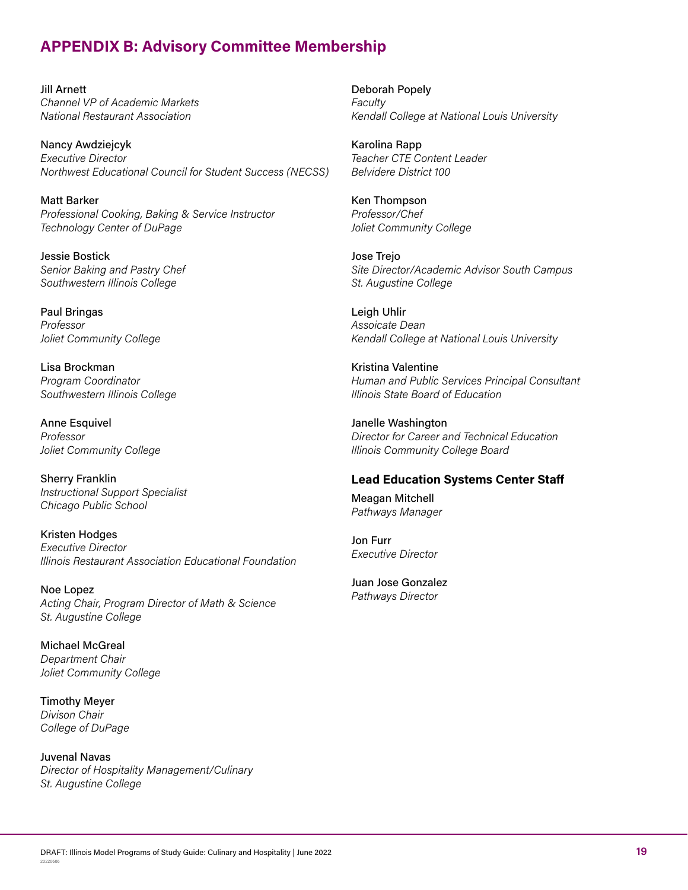# APPENDIX B: Advisory Committee Membership

Jill Arnett
*Channel VP of Academic Markets*
*National Restaurant Association*

Nancy Awdziejcyk
*Executive Director*
*Northwest Educational Council for Student Success (NECSS)*

Matt Barker
*Professional Cooking, Baking & Service Instructor*
*Technology Center of DuPage*

Jessie Bostick
*Senior Baking and Pastry Chef*
*Southwestern Illinois College*

Paul Bringas
*Professor*
*Joliet Community College*

Lisa Brockman
*Program Coordinator*
*Southwestern Illinois College*

Anne Esquivel
*Professor*
*Joliet Community College*

Sherry Franklin
*Instructional Support Specialist*
*Chicago Public School*

Kristen Hodges
*Executive Director*
*Illinois Restaurant Association Educational Foundation*

Noe Lopez
*Acting Chair, Program Director of Math & Science*
*St. Augustine College*

Michael McGreal
*Department Chair*
*Joliet Community College*

Timothy Meyer
*Divison Chair*
*College of DuPage*

Juvenal Navas
*Director of Hospitality Management/Culinary*
*St. Augustine College*

Deborah Popely
*Faculty*
*Kendall College at National Louis University*

Karolina Rapp
*Teacher CTE Content Leader*
*Belvidere District 100*

Ken Thompson
*Professor/Chef*
*Joliet Community College*

Jose Trejo
*Site Director/Academic Advisor South Campus*
*St. Augustine College*

Leigh Uhlir
*Assoicate Dean*
*Kendall College at National Louis University*

Kristina Valentine
*Human and Public Services Principal Consultant*
*Illinois State Board of Education*

Janelle Washington
*Director for Career and Technical Education*
*Illinois Community College Board*

### Lead Education Systems Center Staff

Meagan Mitchell
*Pathways Manager*

Jon Furr
*Executive Director*

Juan Jose Gonzalez
*Pathways Director*